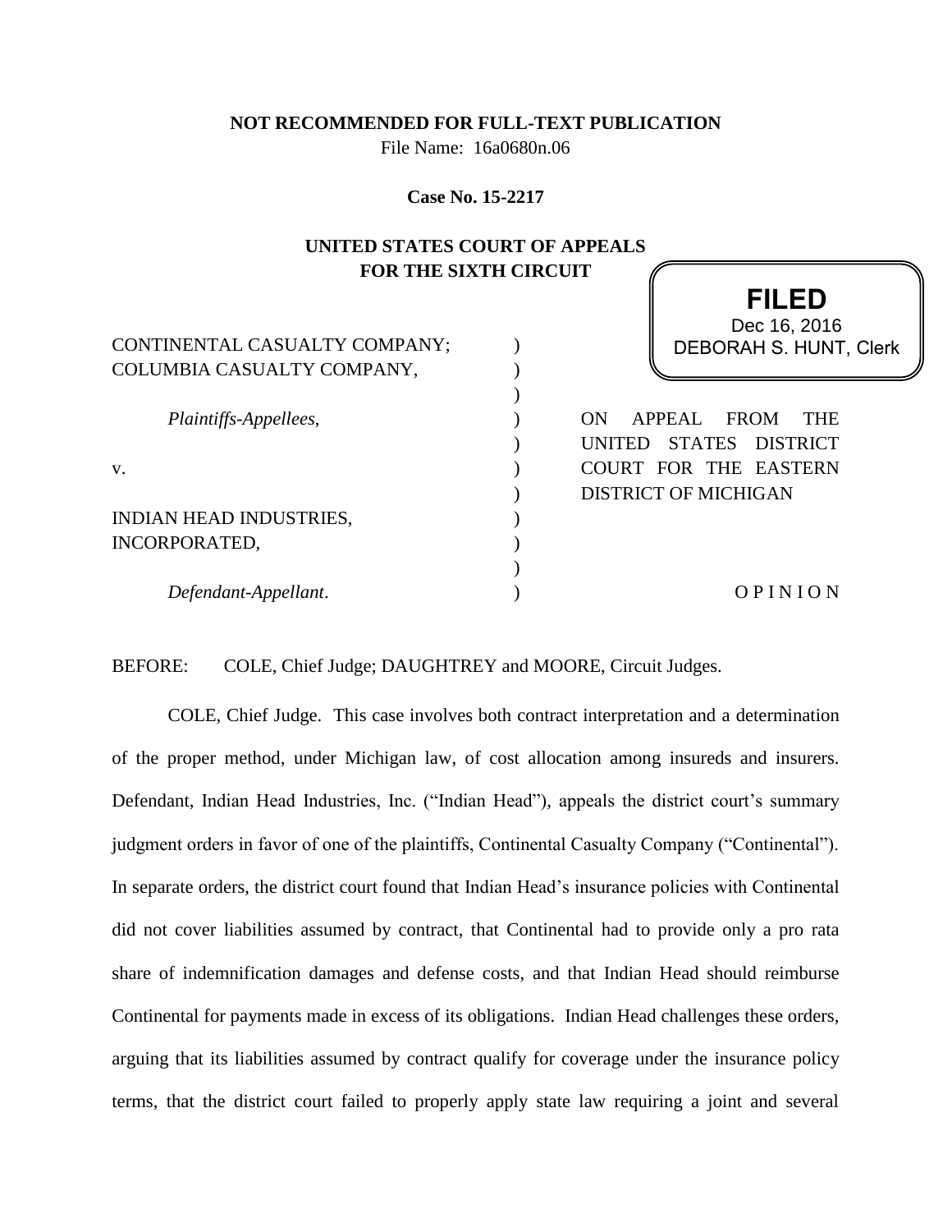**NOT RECOMMENDED FOR FULL-TEXT PUBLICATION**

File Name: 16a0680n.06

**Case No. 15-2217**

**UNITED STATES COURT OF APPEALS**
**FOR THE SIXTH CIRCUIT**

**FILED**
Dec 16, 2016
DEBORAH S. HUNT, Clerk

CONTINENTAL CASUALTY COMPANY; COLUMBIA CASUALTY COMPANY,

*Plaintiffs-Appellees*,

v.

INDIAN HEAD INDUSTRIES, INCORPORATED,

*Defendant-Appellant*.

ON APPEAL FROM THE UNITED STATES DISTRICT COURT FOR THE EASTERN DISTRICT OF MICHIGAN

O P I N I O N

BEFORE: COLE, Chief Judge; DAUGHTREY and MOORE, Circuit Judges.

COLE, Chief Judge. This case involves both contract interpretation and a determination of the proper method, under Michigan law, of cost allocation among insureds and insurers. Defendant, Indian Head Industries, Inc. ("Indian Head"), appeals the district court's summary judgment orders in favor of one of the plaintiffs, Continental Casualty Company ("Continental"). In separate orders, the district court found that Indian Head's insurance policies with Continental did not cover liabilities assumed by contract, that Continental had to provide only a pro rata share of indemnification damages and defense costs, and that Indian Head should reimburse Continental for payments made in excess of its obligations. Indian Head challenges these orders, arguing that its liabilities assumed by contract qualify for coverage under the insurance policy terms, that the district court failed to properly apply state law requiring a joint and several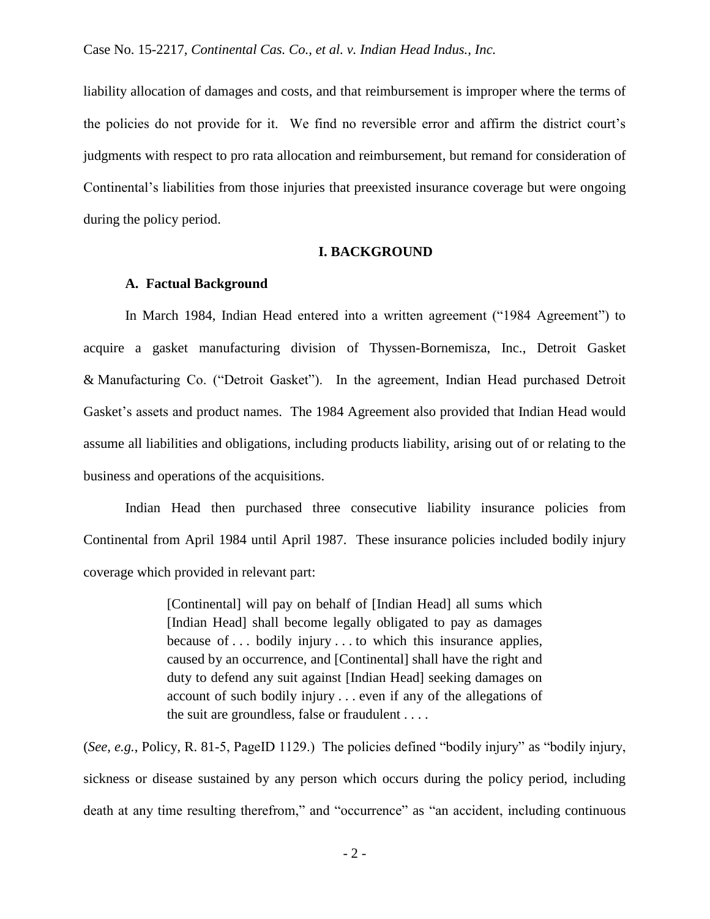liability allocation of damages and costs, and that reimbursement is improper where the terms of the policies do not provide for it. We find no reversible error and affirm the district court's judgments with respect to pro rata allocation and reimbursement, but remand for consideration of Continental's liabilities from those injuries that preexisted insurance coverage but were ongoing during the policy period.

## I. BACKGROUND

### A. Factual Background

In March 1984, Indian Head entered into a written agreement ("1984 Agreement") to acquire a gasket manufacturing division of Thyssen-Bornemisza, Inc., Detroit Gasket & Manufacturing Co. ("Detroit Gasket"). In the agreement, Indian Head purchased Detroit Gasket's assets and product names. The 1984 Agreement also provided that Indian Head would assume all liabilities and obligations, including products liability, arising out of or relating to the business and operations of the acquisitions.

Indian Head then purchased three consecutive liability insurance policies from Continental from April 1984 until April 1987. These insurance policies included bodily injury coverage which provided in relevant part:

> [Continental] will pay on behalf of [Indian Head] all sums which [Indian Head] shall become legally obligated to pay as damages because of . . . bodily injury . . . to which this insurance applies, caused by an occurrence, and [Continental] shall have the right and duty to defend any suit against [Indian Head] seeking damages on account of such bodily injury . . . even if any of the allegations of the suit are groundless, false or fraudulent . . . .

(*See, e.g.*, Policy, R. 81-5, PageID 1129.) The policies defined "bodily injury" as "bodily injury, sickness or disease sustained by any person which occurs during the policy period, including death at any time resulting therefrom," and "occurrence" as "an accident, including continuous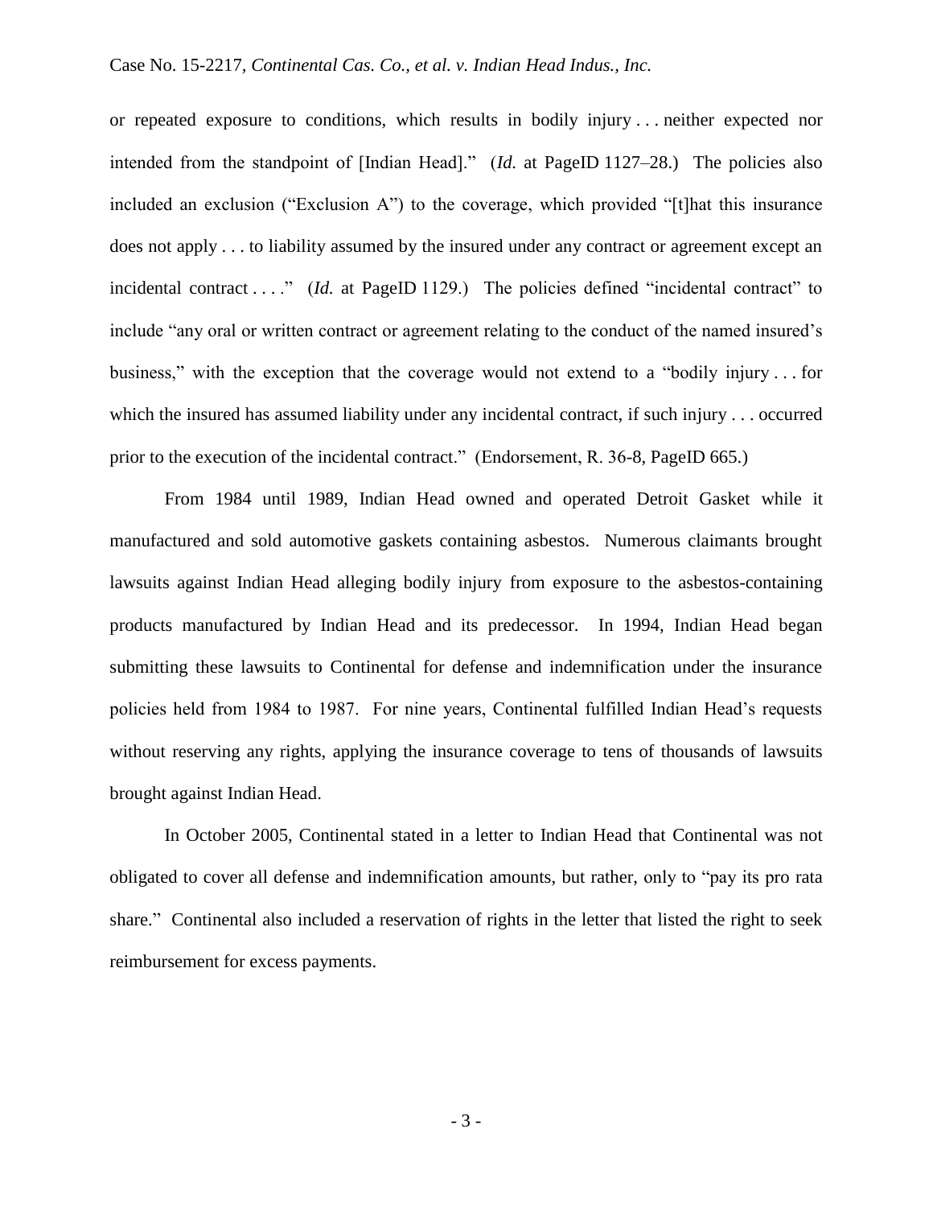or repeated exposure to conditions, which results in bodily injury . . . neither expected nor intended from the standpoint of [Indian Head]." (*Id.* at PageID 1127–28.) The policies also included an exclusion ("Exclusion A") to the coverage, which provided "[t]hat this insurance does not apply . . . to liability assumed by the insured under any contract or agreement except an incidental contract . . . ." (*Id.* at PageID 1129.) The policies defined "incidental contract" to include "any oral or written contract or agreement relating to the conduct of the named insured's business," with the exception that the coverage would not extend to a "bodily injury . . . for which the insured has assumed liability under any incidental contract, if such injury . . . occurred prior to the execution of the incidental contract." (Endorsement, R. 36-8, PageID 665.)

From 1984 until 1989, Indian Head owned and operated Detroit Gasket while it manufactured and sold automotive gaskets containing asbestos. Numerous claimants brought lawsuits against Indian Head alleging bodily injury from exposure to the asbestos-containing products manufactured by Indian Head and its predecessor. In 1994, Indian Head began submitting these lawsuits to Continental for defense and indemnification under the insurance policies held from 1984 to 1987. For nine years, Continental fulfilled Indian Head's requests without reserving any rights, applying the insurance coverage to tens of thousands of lawsuits brought against Indian Head.

In October 2005, Continental stated in a letter to Indian Head that Continental was not obligated to cover all defense and indemnification amounts, but rather, only to "pay its pro rata share." Continental also included a reservation of rights in the letter that listed the right to seek reimbursement for excess payments.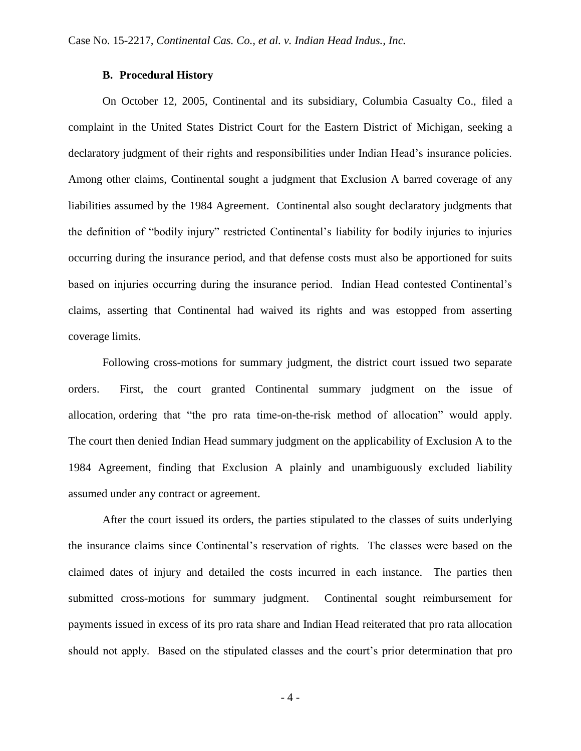### B. Procedural History

On October 12, 2005, Continental and its subsidiary, Columbia Casualty Co., filed a complaint in the United States District Court for the Eastern District of Michigan, seeking a declaratory judgment of their rights and responsibilities under Indian Head's insurance policies. Among other claims, Continental sought a judgment that Exclusion A barred coverage of any liabilities assumed by the 1984 Agreement. Continental also sought declaratory judgments that the definition of "bodily injury" restricted Continental's liability for bodily injuries to injuries occurring during the insurance period, and that defense costs must also be apportioned for suits based on injuries occurring during the insurance period. Indian Head contested Continental's claims, asserting that Continental had waived its rights and was estopped from asserting coverage limits.

Following cross-motions for summary judgment, the district court issued two separate orders. First, the court granted Continental summary judgment on the issue of allocation, ordering that "the pro rata time-on-the-risk method of allocation" would apply. The court then denied Indian Head summary judgment on the applicability of Exclusion A to the 1984 Agreement, finding that Exclusion A plainly and unambiguously excluded liability assumed under any contract or agreement.

After the court issued its orders, the parties stipulated to the classes of suits underlying the insurance claims since Continental's reservation of rights. The classes were based on the claimed dates of injury and detailed the costs incurred in each instance. The parties then submitted cross-motions for summary judgment. Continental sought reimbursement for payments issued in excess of its pro rata share and Indian Head reiterated that pro rata allocation should not apply. Based on the stipulated classes and the court's prior determination that pro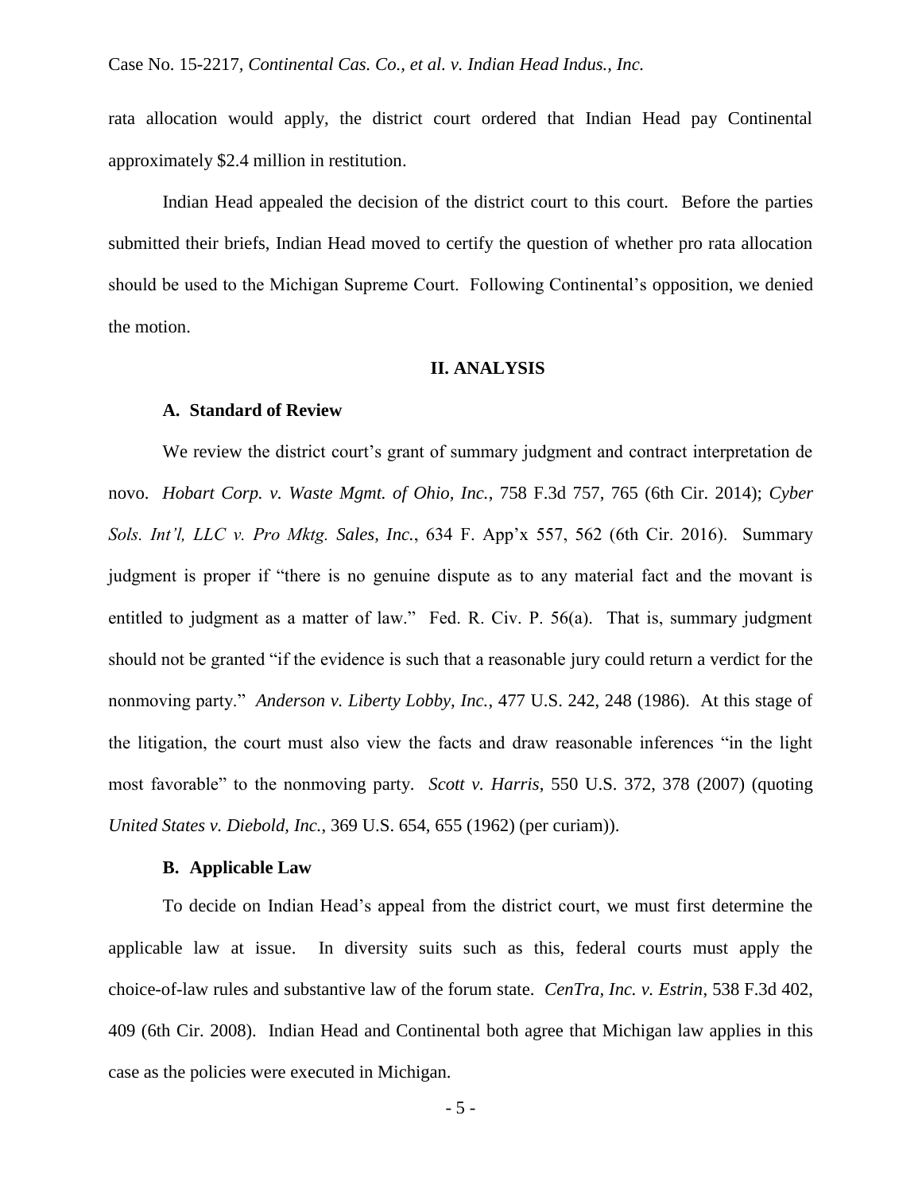rata allocation would apply, the district court ordered that Indian Head pay Continental approximately $2.4 million in restitution.

Indian Head appealed the decision of the district court to this court. Before the parties submitted their briefs, Indian Head moved to certify the question of whether pro rata allocation should be used to the Michigan Supreme Court. Following Continental's opposition, we denied the motion.

## II. ANALYSIS

### A. Standard of Review

We review the district court's grant of summary judgment and contract interpretation de novo. *Hobart Corp. v. Waste Mgmt. of Ohio, Inc.*, 758 F.3d 757, 765 (6th Cir. 2014); *Cyber Sols. Int'l, LLC v. Pro Mktg. Sales, Inc.*, 634 F. App'x 557, 562 (6th Cir. 2016). Summary judgment is proper if "there is no genuine dispute as to any material fact and the movant is entitled to judgment as a matter of law." Fed. R. Civ. P. 56(a). That is, summary judgment should not be granted "if the evidence is such that a reasonable jury could return a verdict for the nonmoving party." *Anderson v. Liberty Lobby, Inc.*, 477 U.S. 242, 248 (1986). At this stage of the litigation, the court must also view the facts and draw reasonable inferences "in the light most favorable" to the nonmoving party. *Scott v. Harris*, 550 U.S. 372, 378 (2007) (quoting *United States v. Diebold, Inc.*, 369 U.S. 654, 655 (1962) (per curiam)).

### B. Applicable Law

To decide on Indian Head's appeal from the district court, we must first determine the applicable law at issue. In diversity suits such as this, federal courts must apply the choice-of-law rules and substantive law of the forum state. *CenTra, Inc. v. Estrin*, 538 F.3d 402, 409 (6th Cir. 2008). Indian Head and Continental both agree that Michigan law applies in this case as the policies were executed in Michigan.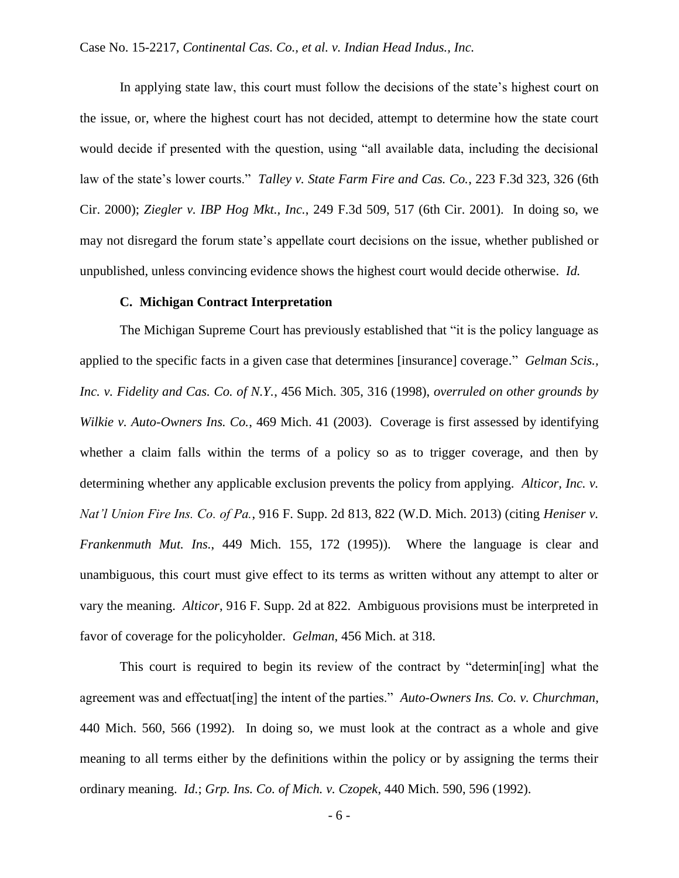In applying state law, this court must follow the decisions of the state's highest court on the issue, or, where the highest court has not decided, attempt to determine how the state court would decide if presented with the question, using "all available data, including the decisional law of the state's lower courts." *Talley v. State Farm Fire and Cas. Co.*, 223 F.3d 323, 326 (6th Cir. 2000); *Ziegler v. IBP Hog Mkt., Inc.*, 249 F.3d 509, 517 (6th Cir. 2001). In doing so, we may not disregard the forum state's appellate court decisions on the issue, whether published or unpublished, unless convincing evidence shows the highest court would decide otherwise. *Id.*

### C. Michigan Contract Interpretation

The Michigan Supreme Court has previously established that "it is the policy language as applied to the specific facts in a given case that determines [insurance] coverage." *Gelman Scis., Inc. v. Fidelity and Cas. Co. of N.Y.*, 456 Mich. 305, 316 (1998), *overruled on other grounds by Wilkie v. Auto-Owners Ins. Co.*, 469 Mich. 41 (2003). Coverage is first assessed by identifying whether a claim falls within the terms of a policy so as to trigger coverage, and then by determining whether any applicable exclusion prevents the policy from applying. *Alticor, Inc. v. Nat'l Union Fire Ins. Co. of Pa.*, 916 F. Supp. 2d 813, 822 (W.D. Mich. 2013) (citing *Heniser v. Frankenmuth Mut. Ins.*, 449 Mich. 155, 172 (1995)). Where the language is clear and unambiguous, this court must give effect to its terms as written without any attempt to alter or vary the meaning. *Alticor*, 916 F. Supp. 2d at 822. Ambiguous provisions must be interpreted in favor of coverage for the policyholder. *Gelman*, 456 Mich. at 318.

This court is required to begin its review of the contract by "determin[ing] what the agreement was and effectuat[ing] the intent of the parties." *Auto-Owners Ins. Co. v. Churchman*, 440 Mich. 560, 566 (1992). In doing so, we must look at the contract as a whole and give meaning to all terms either by the definitions within the policy or by assigning the terms their ordinary meaning. *Id.*; *Grp. Ins. Co. of Mich. v. Czopek*, 440 Mich. 590, 596 (1992).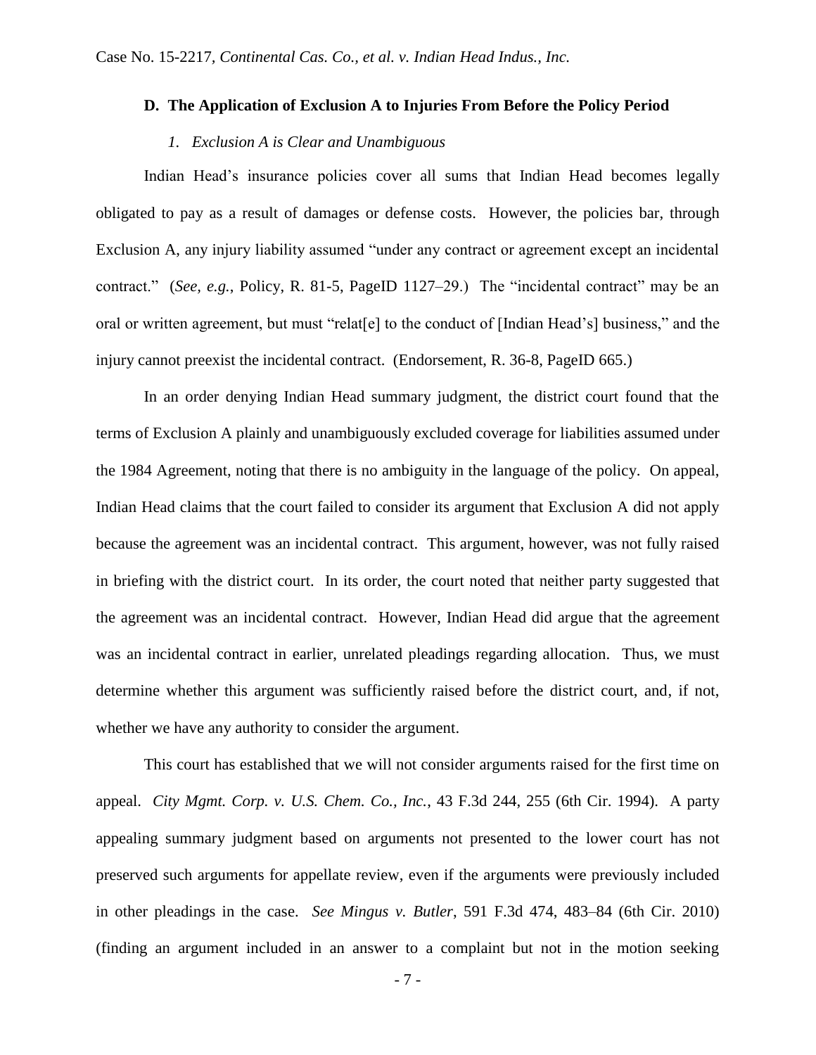### D. The Application of Exclusion A to Injuries From Before the Policy Period

#### *1. Exclusion A is Clear and Unambiguous*

Indian Head's insurance policies cover all sums that Indian Head becomes legally obligated to pay as a result of damages or defense costs. However, the policies bar, through Exclusion A, any injury liability assumed "under any contract or agreement except an incidental contract." (*See, e.g.*, Policy, R. 81-5, PageID 1127–29.) The "incidental contract" may be an oral or written agreement, but must "relat[e] to the conduct of [Indian Head's] business," and the injury cannot preexist the incidental contract. (Endorsement, R. 36-8, PageID 665.)

In an order denying Indian Head summary judgment, the district court found that the terms of Exclusion A plainly and unambiguously excluded coverage for liabilities assumed under the 1984 Agreement, noting that there is no ambiguity in the language of the policy. On appeal, Indian Head claims that the court failed to consider its argument that Exclusion A did not apply because the agreement was an incidental contract. This argument, however, was not fully raised in briefing with the district court. In its order, the court noted that neither party suggested that the agreement was an incidental contract. However, Indian Head did argue that the agreement was an incidental contract in earlier, unrelated pleadings regarding allocation. Thus, we must determine whether this argument was sufficiently raised before the district court, and, if not, whether we have any authority to consider the argument.

This court has established that we will not consider arguments raised for the first time on appeal. *City Mgmt. Corp. v. U.S. Chem. Co., Inc.*, 43 F.3d 244, 255 (6th Cir. 1994). A party appealing summary judgment based on arguments not presented to the lower court has not preserved such arguments for appellate review, even if the arguments were previously included in other pleadings in the case. *See Mingus v. Butler*, 591 F.3d 474, 483–84 (6th Cir. 2010) (finding an argument included in an answer to a complaint but not in the motion seeking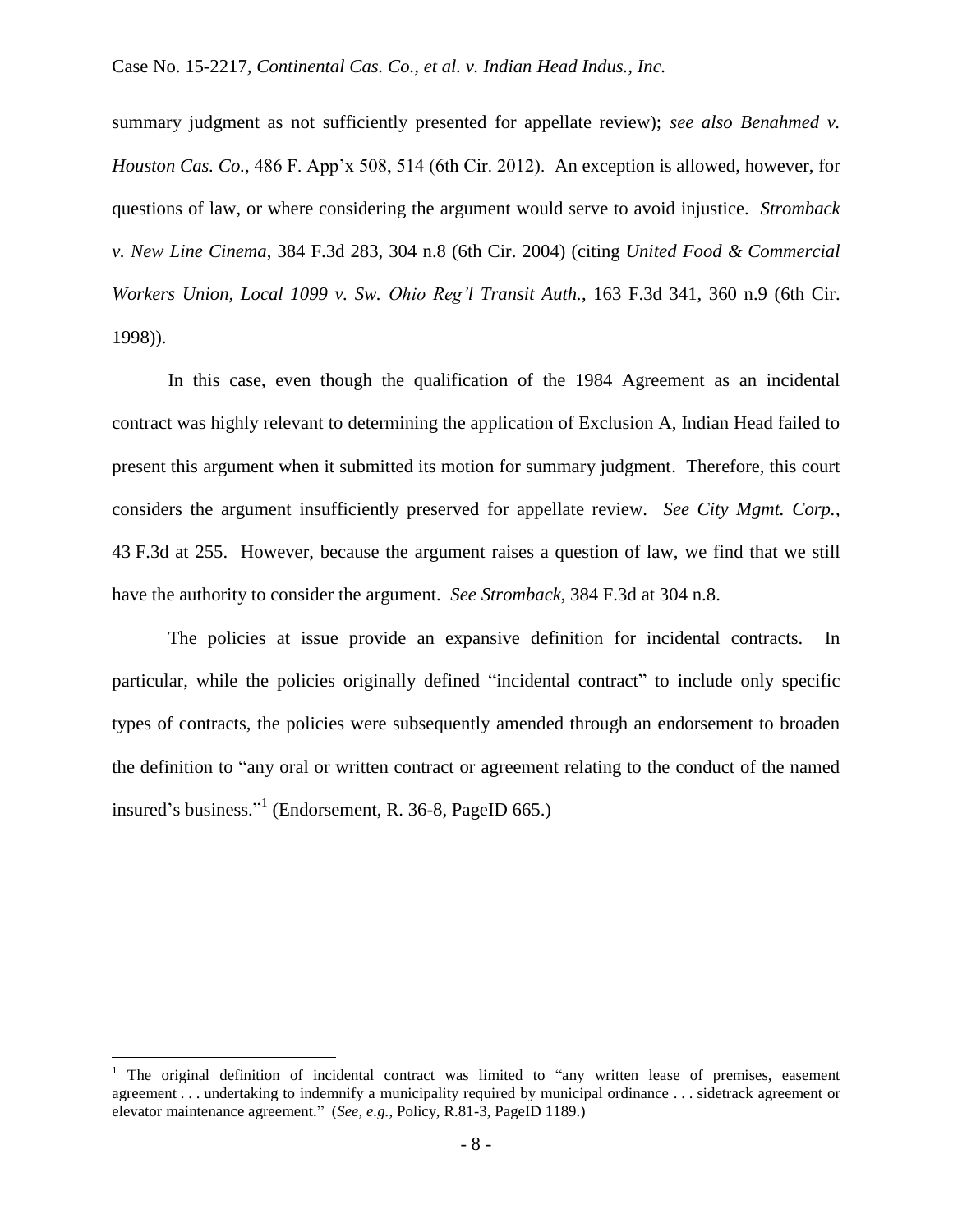summary judgment as not sufficiently presented for appellate review); *see also Benahmed v. Houston Cas. Co.*, 486 F. App'x 508, 514 (6th Cir. 2012). An exception is allowed, however, for questions of law, or where considering the argument would serve to avoid injustice. *Stromback v. New Line Cinema*, 384 F.3d 283, 304 n.8 (6th Cir. 2004) (citing *United Food & Commercial Workers Union, Local 1099 v. Sw. Ohio Reg'l Transit Auth.*, 163 F.3d 341, 360 n.9 (6th Cir. 1998)).

In this case, even though the qualification of the 1984 Agreement as an incidental contract was highly relevant to determining the application of Exclusion A, Indian Head failed to present this argument when it submitted its motion for summary judgment. Therefore, this court considers the argument insufficiently preserved for appellate review. *See City Mgmt. Corp.*, 43 F.3d at 255. However, because the argument raises a question of law, we find that we still have the authority to consider the argument. *See Stromback*, 384 F.3d at 304 n.8.

The policies at issue provide an expansive definition for incidental contracts. In particular, while the policies originally defined "incidental contract" to include only specific types of contracts, the policies were subsequently amended through an endorsement to broaden the definition to "any oral or written contract or agreement relating to the conduct of the named insured's business."[1] (Endorsement, R. 36-8, PageID 665.)

---

[1] The original definition of incidental contract was limited to "any written lease of premises, easement agreement . . . undertaking to indemnify a municipality required by municipal ordinance . . . sidetrack agreement or elevator maintenance agreement." (*See, e.g.*, Policy, R.81-3, PageID 1189.)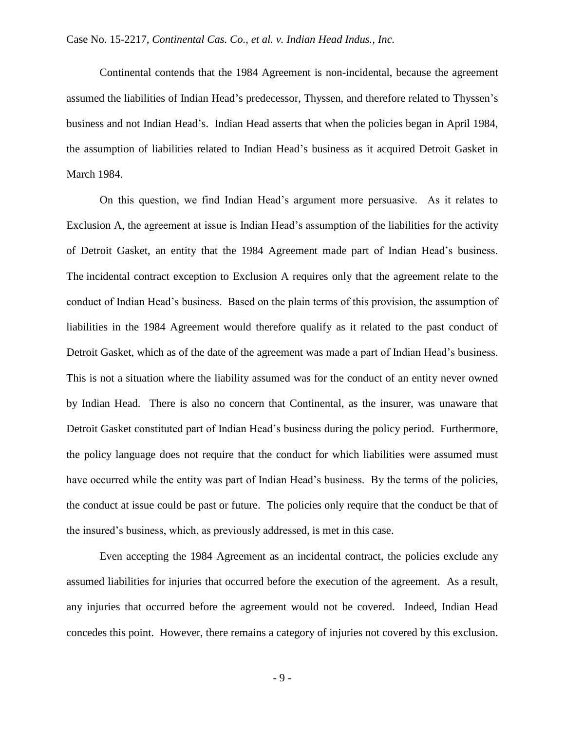Continental contends that the 1984 Agreement is non-incidental, because the agreement assumed the liabilities of Indian Head's predecessor, Thyssen, and therefore related to Thyssen's business and not Indian Head's. Indian Head asserts that when the policies began in April 1984, the assumption of liabilities related to Indian Head's business as it acquired Detroit Gasket in March 1984.

On this question, we find Indian Head's argument more persuasive. As it relates to Exclusion A, the agreement at issue is Indian Head's assumption of the liabilities for the activity of Detroit Gasket, an entity that the 1984 Agreement made part of Indian Head's business. The incidental contract exception to Exclusion A requires only that the agreement relate to the conduct of Indian Head's business. Based on the plain terms of this provision, the assumption of liabilities in the 1984 Agreement would therefore qualify as it related to the past conduct of Detroit Gasket, which as of the date of the agreement was made a part of Indian Head's business. This is not a situation where the liability assumed was for the conduct of an entity never owned by Indian Head. There is also no concern that Continental, as the insurer, was unaware that Detroit Gasket constituted part of Indian Head's business during the policy period. Furthermore, the policy language does not require that the conduct for which liabilities were assumed must have occurred while the entity was part of Indian Head's business. By the terms of the policies, the conduct at issue could be past or future. The policies only require that the conduct be that of the insured's business, which, as previously addressed, is met in this case.

Even accepting the 1984 Agreement as an incidental contract, the policies exclude any assumed liabilities for injuries that occurred before the execution of the agreement. As a result, any injuries that occurred before the agreement would not be covered. Indeed, Indian Head concedes this point. However, there remains a category of injuries not covered by this exclusion.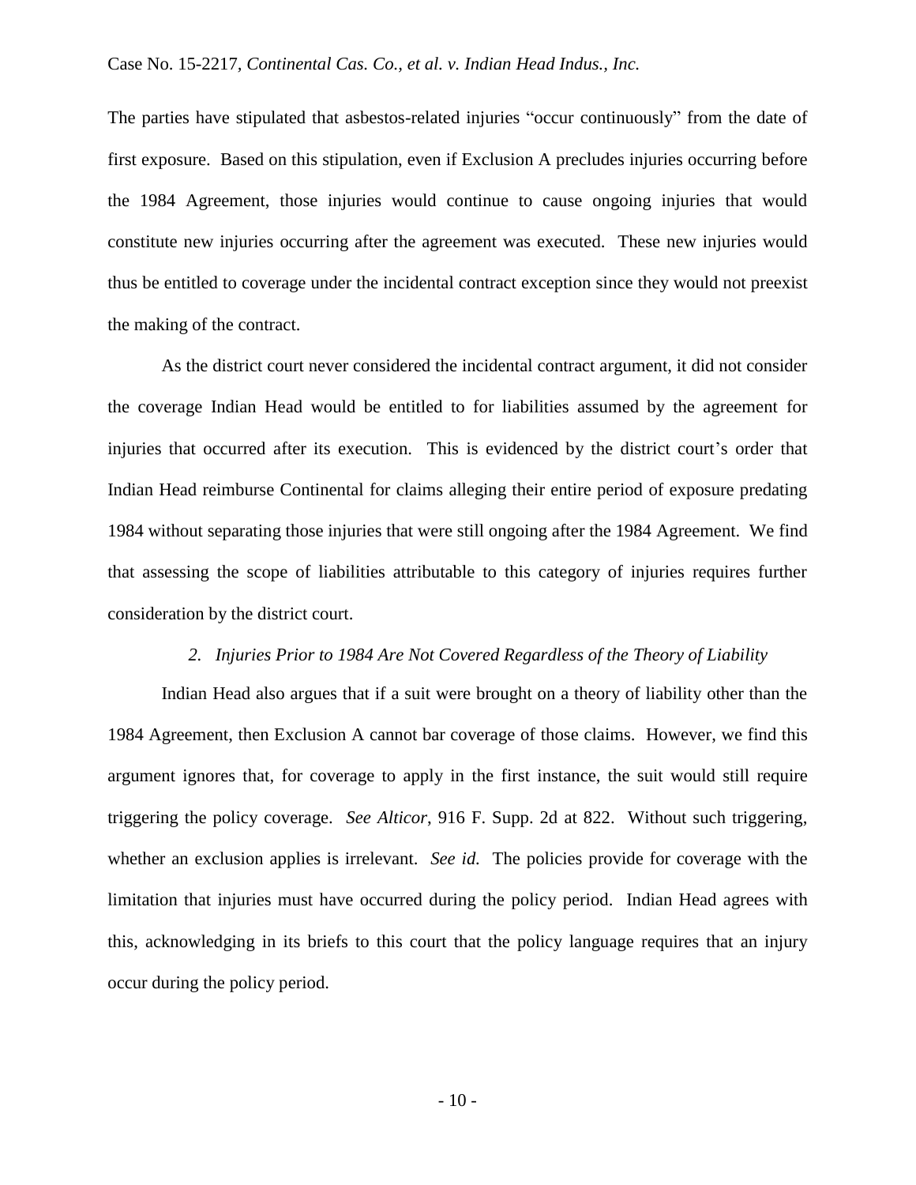The parties have stipulated that asbestos-related injuries "occur continuously" from the date of first exposure. Based on this stipulation, even if Exclusion A precludes injuries occurring before the 1984 Agreement, those injuries would continue to cause ongoing injuries that would constitute new injuries occurring after the agreement was executed. These new injuries would thus be entitled to coverage under the incidental contract exception since they would not preexist the making of the contract.

As the district court never considered the incidental contract argument, it did not consider the coverage Indian Head would be entitled to for liabilities assumed by the agreement for injuries that occurred after its execution. This is evidenced by the district court's order that Indian Head reimburse Continental for claims alleging their entire period of exposure predating 1984 without separating those injuries that were still ongoing after the 1984 Agreement. We find that assessing the scope of liabilities attributable to this category of injuries requires further consideration by the district court.

### *2. Injuries Prior to 1984 Are Not Covered Regardless of the Theory of Liability*

Indian Head also argues that if a suit were brought on a theory of liability other than the 1984 Agreement, then Exclusion A cannot bar coverage of those claims. However, we find this argument ignores that, for coverage to apply in the first instance, the suit would still require triggering the policy coverage. *See Alticor*, 916 F. Supp. 2d at 822. Without such triggering, whether an exclusion applies is irrelevant. *See id.* The policies provide for coverage with the limitation that injuries must have occurred during the policy period. Indian Head agrees with this, acknowledging in its briefs to this court that the policy language requires that an injury occur during the policy period.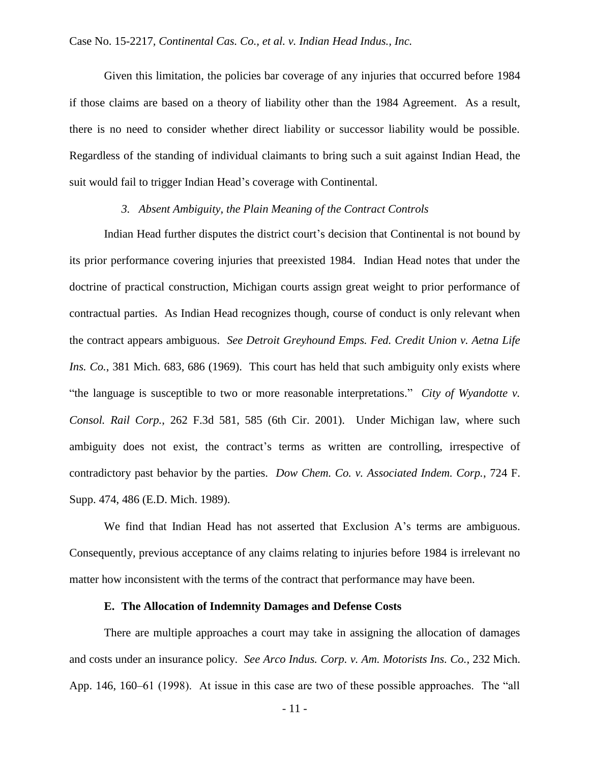Given this limitation, the policies bar coverage of any injuries that occurred before 1984 if those claims are based on a theory of liability other than the 1984 Agreement. As a result, there is no need to consider whether direct liability or successor liability would be possible. Regardless of the standing of individual claimants to bring such a suit against Indian Head, the suit would fail to trigger Indian Head's coverage with Continental.

*3. Absent Ambiguity, the Plain Meaning of the Contract Controls*

Indian Head further disputes the district court's decision that Continental is not bound by its prior performance covering injuries that preexisted 1984. Indian Head notes that under the doctrine of practical construction, Michigan courts assign great weight to prior performance of contractual parties. As Indian Head recognizes though, course of conduct is only relevant when the contract appears ambiguous. *See Detroit Greyhound Emps. Fed. Credit Union v. Aetna Life Ins. Co.*, 381 Mich. 683, 686 (1969). This court has held that such ambiguity only exists where "the language is susceptible to two or more reasonable interpretations." *City of Wyandotte v. Consol. Rail Corp.*, 262 F.3d 581, 585 (6th Cir. 2001). Under Michigan law, where such ambiguity does not exist, the contract's terms as written are controlling, irrespective of contradictory past behavior by the parties. *Dow Chem. Co. v. Associated Indem. Corp.*, 724 F. Supp. 474, 486 (E.D. Mich. 1989).

We find that Indian Head has not asserted that Exclusion A's terms are ambiguous. Consequently, previous acceptance of any claims relating to injuries before 1984 is irrelevant no matter how inconsistent with the terms of the contract that performance may have been.

**E. The Allocation of Indemnity Damages and Defense Costs**

There are multiple approaches a court may take in assigning the allocation of damages and costs under an insurance policy. *See Arco Indus. Corp. v. Am. Motorists Ins. Co.*, 232 Mich. App. 146, 160–61 (1998). At issue in this case are two of these possible approaches. The "all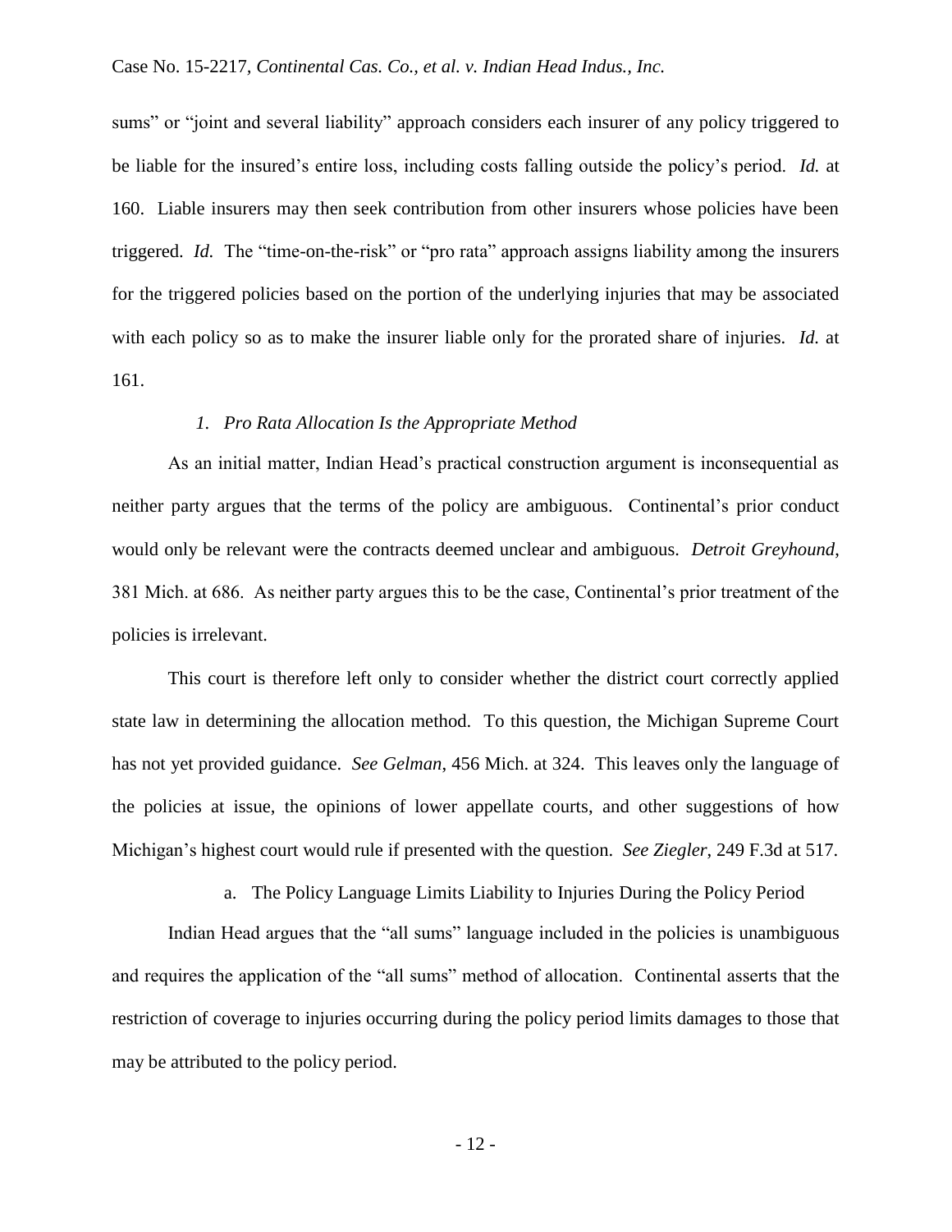sums" or "joint and several liability" approach considers each insurer of any policy triggered to be liable for the insured's entire loss, including costs falling outside the policy's period. *Id.* at 160. Liable insurers may then seek contribution from other insurers whose policies have been triggered. *Id.* The "time-on-the-risk" or "pro rata" approach assigns liability among the insurers for the triggered policies based on the portion of the underlying injuries that may be associated with each policy so as to make the insurer liable only for the prorated share of injuries. *Id.* at 161.

*1. Pro Rata Allocation Is the Appropriate Method*

As an initial matter, Indian Head's practical construction argument is inconsequential as neither party argues that the terms of the policy are ambiguous. Continental's prior conduct would only be relevant were the contracts deemed unclear and ambiguous. *Detroit Greyhound*, 381 Mich. at 686. As neither party argues this to be the case, Continental's prior treatment of the policies is irrelevant.

This court is therefore left only to consider whether the district court correctly applied state law in determining the allocation method. To this question, the Michigan Supreme Court has not yet provided guidance. *See Gelman*, 456 Mich. at 324. This leaves only the language of the policies at issue, the opinions of lower appellate courts, and other suggestions of how Michigan's highest court would rule if presented with the question. *See Ziegler*, 249 F.3d at 517.

a. The Policy Language Limits Liability to Injuries During the Policy Period

Indian Head argues that the "all sums" language included in the policies is unambiguous and requires the application of the "all sums" method of allocation. Continental asserts that the restriction of coverage to injuries occurring during the policy period limits damages to those that may be attributed to the policy period.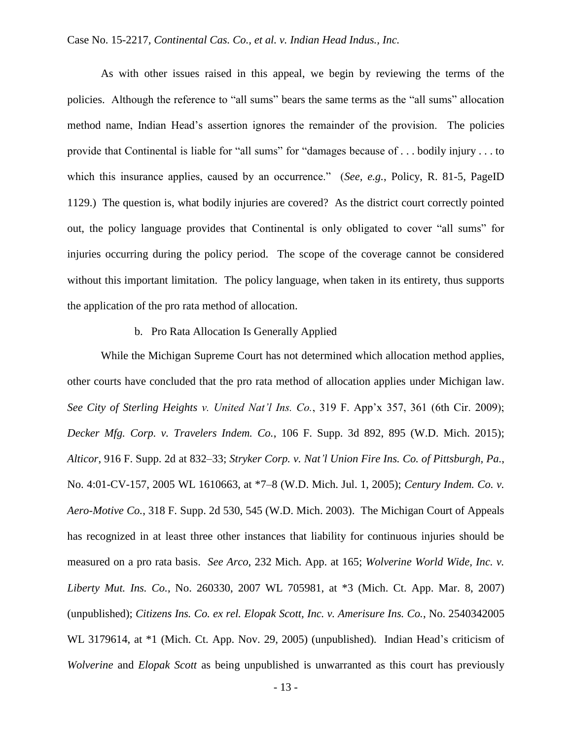As with other issues raised in this appeal, we begin by reviewing the terms of the policies. Although the reference to "all sums" bears the same terms as the "all sums" allocation method name, Indian Head's assertion ignores the remainder of the provision. The policies provide that Continental is liable for "all sums" for "damages because of . . . bodily injury . . . to which this insurance applies, caused by an occurrence." (*See, e.g.*, Policy, R. 81-5, PageID 1129.) The question is, what bodily injuries are covered? As the district court correctly pointed out, the policy language provides that Continental is only obligated to cover "all sums" for injuries occurring during the policy period. The scope of the coverage cannot be considered without this important limitation. The policy language, when taken in its entirety, thus supports the application of the pro rata method of allocation.

b. Pro Rata Allocation Is Generally Applied

While the Michigan Supreme Court has not determined which allocation method applies, other courts have concluded that the pro rata method of allocation applies under Michigan law. *See City of Sterling Heights v. United Nat'l Ins. Co.*, 319 F. App'x 357, 361 (6th Cir. 2009); *Decker Mfg. Corp. v. Travelers Indem. Co.*, 106 F. Supp. 3d 892, 895 (W.D. Mich. 2015); *Alticor*, 916 F. Supp. 2d at 832–33; *Stryker Corp. v. Nat'l Union Fire Ins. Co. of Pittsburgh, Pa.*, No. 4:01-CV-157, 2005 WL 1610663, at *7–8 (W.D. Mich. Jul. 1, 2005); *Century Indem. Co. v. Aero-Motive Co.*, 318 F. Supp. 2d 530, 545 (W.D. Mich. 2003). The Michigan Court of Appeals has recognized in at least three other instances that liability for continuous injuries should be measured on a pro rata basis. *See Arco*, 232 Mich. App. at 165; *Wolverine World Wide, Inc. v. Liberty Mut. Ins. Co.*, No. 260330, 2007 WL 705981, at *3 (Mich. Ct. App. Mar. 8, 2007) (unpublished); *Citizens Ins. Co. ex rel. Elopak Scott, Inc. v. Amerisure Ins. Co.*, No. 2540342005 WL 3179614, at *1 (Mich. Ct. App. Nov. 29, 2005) (unpublished). Indian Head's criticism of *Wolverine* and *Elopak Scott* as being unpublished is unwarranted as this court has previously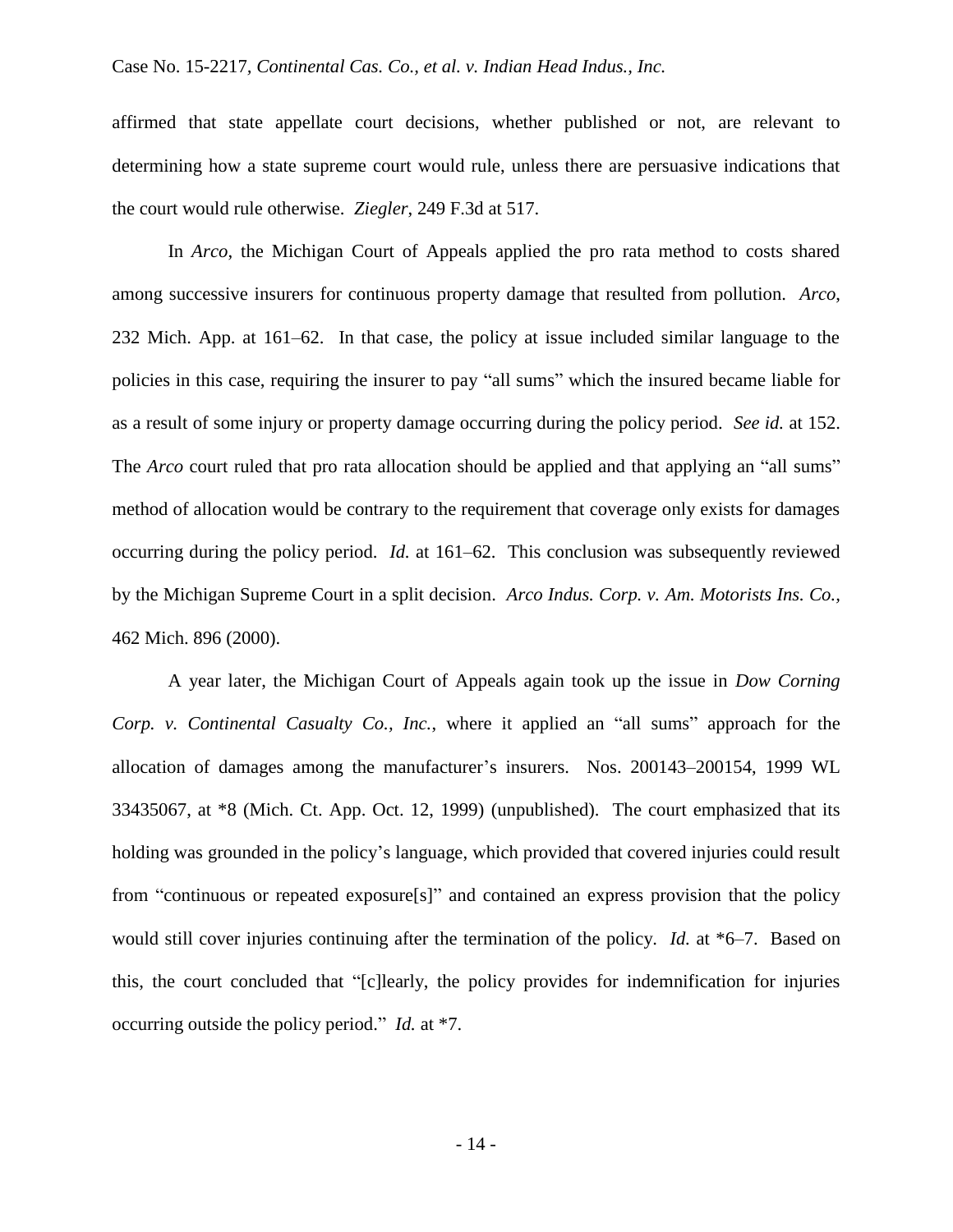affirmed that state appellate court decisions, whether published or not, are relevant to determining how a state supreme court would rule, unless there are persuasive indications that the court would rule otherwise. *Ziegler*, 249 F.3d at 517.

In *Arco*, the Michigan Court of Appeals applied the pro rata method to costs shared among successive insurers for continuous property damage that resulted from pollution. *Arco*, 232 Mich. App. at 161–62. In that case, the policy at issue included similar language to the policies in this case, requiring the insurer to pay "all sums" which the insured became liable for as a result of some injury or property damage occurring during the policy period. *See id.* at 152. The *Arco* court ruled that pro rata allocation should be applied and that applying an "all sums" method of allocation would be contrary to the requirement that coverage only exists for damages occurring during the policy period. *Id.* at 161–62. This conclusion was subsequently reviewed by the Michigan Supreme Court in a split decision. *Arco Indus. Corp. v. Am. Motorists Ins. Co.*, 462 Mich. 896 (2000).

A year later, the Michigan Court of Appeals again took up the issue in *Dow Corning Corp. v. Continental Casualty Co., Inc.*, where it applied an "all sums" approach for the allocation of damages among the manufacturer's insurers. Nos. 200143–200154, 1999 WL 33435067, at *8 (Mich. Ct. App. Oct. 12, 1999) (unpublished). The court emphasized that its holding was grounded in the policy's language, which provided that covered injuries could result from "continuous or repeated exposure[s]" and contained an express provision that the policy would still cover injuries continuing after the termination of the policy. *Id.* at *6–7. Based on this, the court concluded that "[c]learly, the policy provides for indemnification for injuries occurring outside the policy period." *Id.* at *7.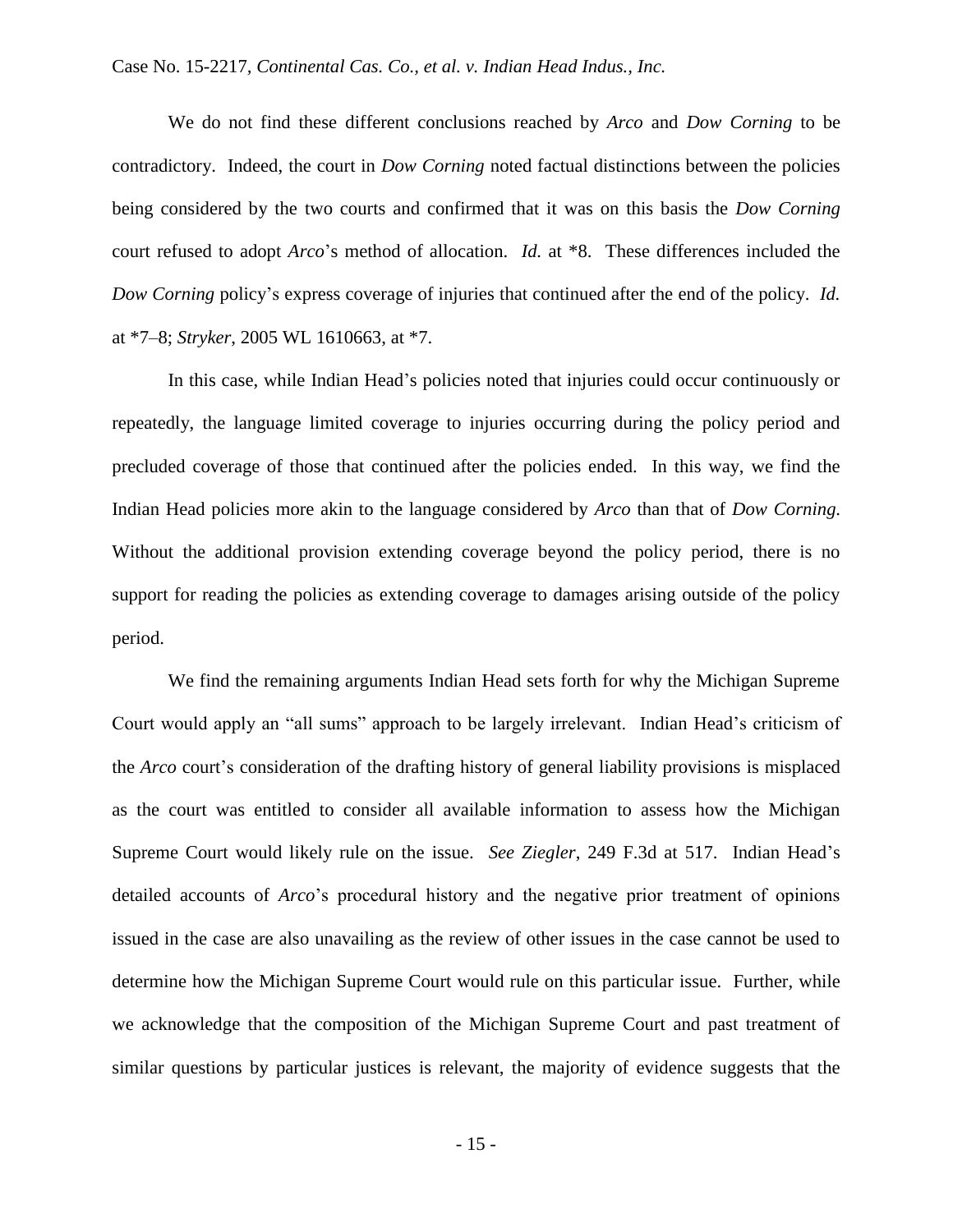We do not find these different conclusions reached by *Arco* and *Dow Corning* to be contradictory. Indeed, the court in *Dow Corning* noted factual distinctions between the policies being considered by the two courts and confirmed that it was on this basis the *Dow Corning* court refused to adopt *Arco*'s method of allocation. *Id.* at *8. These differences included the *Dow Corning* policy's express coverage of injuries that continued after the end of the policy. *Id.* at *7–8; *Stryker*, 2005 WL 1610663, at *7.

In this case, while Indian Head's policies noted that injuries could occur continuously or repeatedly, the language limited coverage to injuries occurring during the policy period and precluded coverage of those that continued after the policies ended. In this way, we find the Indian Head policies more akin to the language considered by *Arco* than that of *Dow Corning.* Without the additional provision extending coverage beyond the policy period, there is no support for reading the policies as extending coverage to damages arising outside of the policy period.

We find the remaining arguments Indian Head sets forth for why the Michigan Supreme Court would apply an "all sums" approach to be largely irrelevant. Indian Head's criticism of the *Arco* court's consideration of the drafting history of general liability provisions is misplaced as the court was entitled to consider all available information to assess how the Michigan Supreme Court would likely rule on the issue. *See Ziegler*, 249 F.3d at 517. Indian Head's detailed accounts of *Arco*'s procedural history and the negative prior treatment of opinions issued in the case are also unavailing as the review of other issues in the case cannot be used to determine how the Michigan Supreme Court would rule on this particular issue. Further, while we acknowledge that the composition of the Michigan Supreme Court and past treatment of similar questions by particular justices is relevant, the majority of evidence suggests that the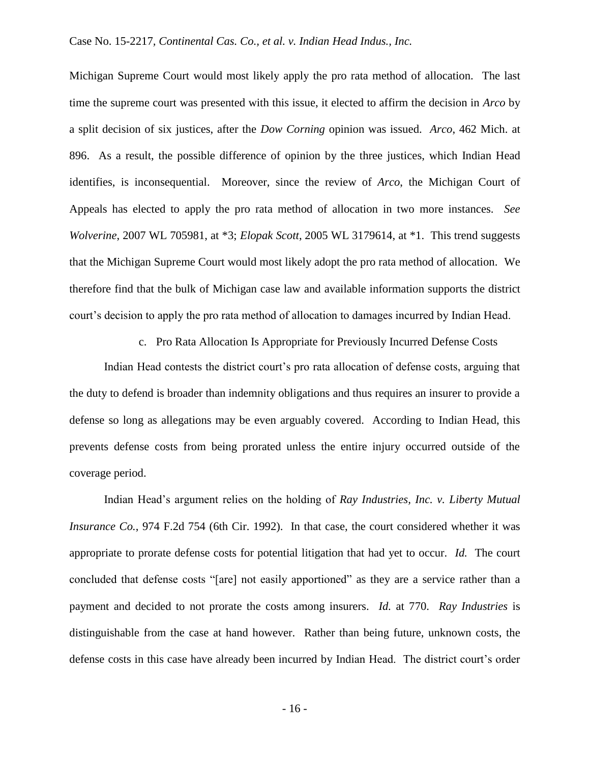Michigan Supreme Court would most likely apply the pro rata method of allocation. The last time the supreme court was presented with this issue, it elected to affirm the decision in *Arco* by a split decision of six justices, after the *Dow Corning* opinion was issued. *Arco*, 462 Mich. at 896. As a result, the possible difference of opinion by the three justices, which Indian Head identifies, is inconsequential. Moreover, since the review of *Arco*, the Michigan Court of Appeals has elected to apply the pro rata method of allocation in two more instances. *See Wolverine*, 2007 WL 705981, at *3; *Elopak Scott*, 2005 WL 3179614, at *1. This trend suggests that the Michigan Supreme Court would most likely adopt the pro rata method of allocation. We therefore find that the bulk of Michigan case law and available information supports the district court's decision to apply the pro rata method of allocation to damages incurred by Indian Head.

c. Pro Rata Allocation Is Appropriate for Previously Incurred Defense Costs

Indian Head contests the district court's pro rata allocation of defense costs, arguing that the duty to defend is broader than indemnity obligations and thus requires an insurer to provide a defense so long as allegations may be even arguably covered. According to Indian Head, this prevents defense costs from being prorated unless the entire injury occurred outside of the coverage period.

Indian Head's argument relies on the holding of *Ray Industries, Inc. v. Liberty Mutual Insurance Co.*, 974 F.2d 754 (6th Cir. 1992). In that case, the court considered whether it was appropriate to prorate defense costs for potential litigation that had yet to occur. *Id.* The court concluded that defense costs "[are] not easily apportioned" as they are a service rather than a payment and decided to not prorate the costs among insurers. *Id.* at 770. *Ray Industries* is distinguishable from the case at hand however. Rather than being future, unknown costs, the defense costs in this case have already been incurred by Indian Head. The district court's order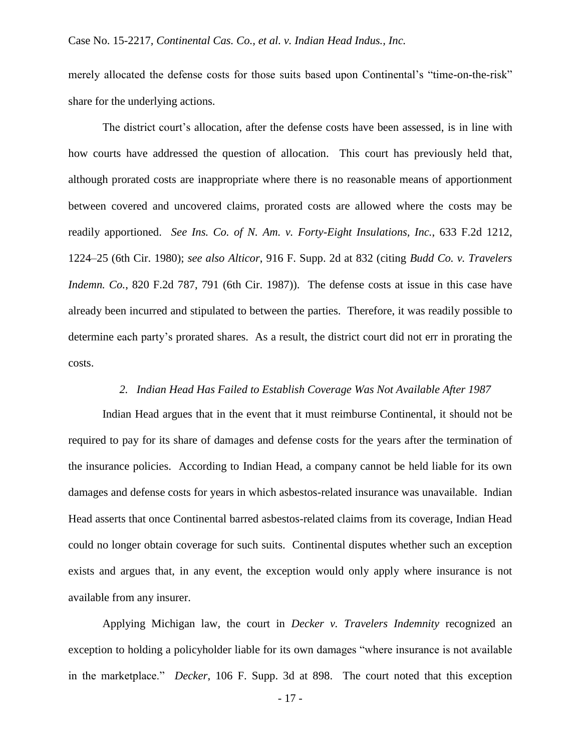merely allocated the defense costs for those suits based upon Continental's "time-on-the-risk" share for the underlying actions.

The district court's allocation, after the defense costs have been assessed, is in line with how courts have addressed the question of allocation. This court has previously held that, although prorated costs are inappropriate where there is no reasonable means of apportionment between covered and uncovered claims, prorated costs are allowed where the costs may be readily apportioned. *See Ins. Co. of N. Am. v. Forty-Eight Insulations, Inc.*, 633 F.2d 1212, 1224–25 (6th Cir. 1980); *see also Alticor*, 916 F. Supp. 2d at 832 (citing *Budd Co. v. Travelers Indemn. Co.*, 820 F.2d 787, 791 (6th Cir. 1987)). The defense costs at issue in this case have already been incurred and stipulated to between the parties. Therefore, it was readily possible to determine each party's prorated shares. As a result, the district court did not err in prorating the costs.

### *2. Indian Head Has Failed to Establish Coverage Was Not Available After 1987*

Indian Head argues that in the event that it must reimburse Continental, it should not be required to pay for its share of damages and defense costs for the years after the termination of the insurance policies. According to Indian Head, a company cannot be held liable for its own damages and defense costs for years in which asbestos-related insurance was unavailable. Indian Head asserts that once Continental barred asbestos-related claims from its coverage, Indian Head could no longer obtain coverage for such suits. Continental disputes whether such an exception exists and argues that, in any event, the exception would only apply where insurance is not available from any insurer.

Applying Michigan law, the court in *Decker v. Travelers Indemnity* recognized an exception to holding a policyholder liable for its own damages "where insurance is not available in the marketplace." *Decker*, 106 F. Supp. 3d at 898. The court noted that this exception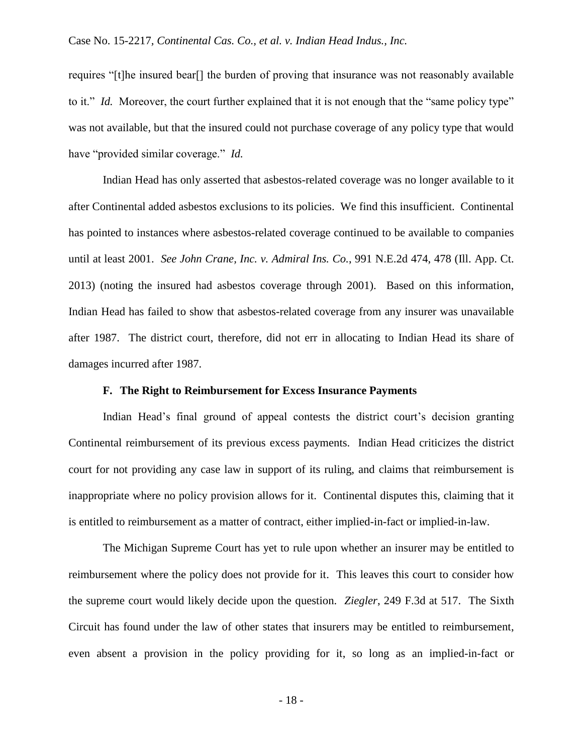requires "[t]he insured bear[] the burden of proving that insurance was not reasonably available to it." *Id.* Moreover, the court further explained that it is not enough that the "same policy type" was not available, but that the insured could not purchase coverage of any policy type that would have "provided similar coverage." *Id.*

Indian Head has only asserted that asbestos-related coverage was no longer available to it after Continental added asbestos exclusions to its policies. We find this insufficient. Continental has pointed to instances where asbestos-related coverage continued to be available to companies until at least 2001. *See John Crane, Inc. v. Admiral Ins. Co.*, 991 N.E.2d 474, 478 (Ill. App. Ct. 2013) (noting the insured had asbestos coverage through 2001). Based on this information, Indian Head has failed to show that asbestos-related coverage from any insurer was unavailable after 1987. The district court, therefore, did not err in allocating to Indian Head its share of damages incurred after 1987.

### F. The Right to Reimbursement for Excess Insurance Payments

Indian Head's final ground of appeal contests the district court's decision granting Continental reimbursement of its previous excess payments. Indian Head criticizes the district court for not providing any case law in support of its ruling, and claims that reimbursement is inappropriate where no policy provision allows for it. Continental disputes this, claiming that it is entitled to reimbursement as a matter of contract, either implied-in-fact or implied-in-law.

The Michigan Supreme Court has yet to rule upon whether an insurer may be entitled to reimbursement where the policy does not provide for it. This leaves this court to consider how the supreme court would likely decide upon the question. *Ziegler*, 249 F.3d at 517. The Sixth Circuit has found under the law of other states that insurers may be entitled to reimbursement, even absent a provision in the policy providing for it, so long as an implied-in-fact or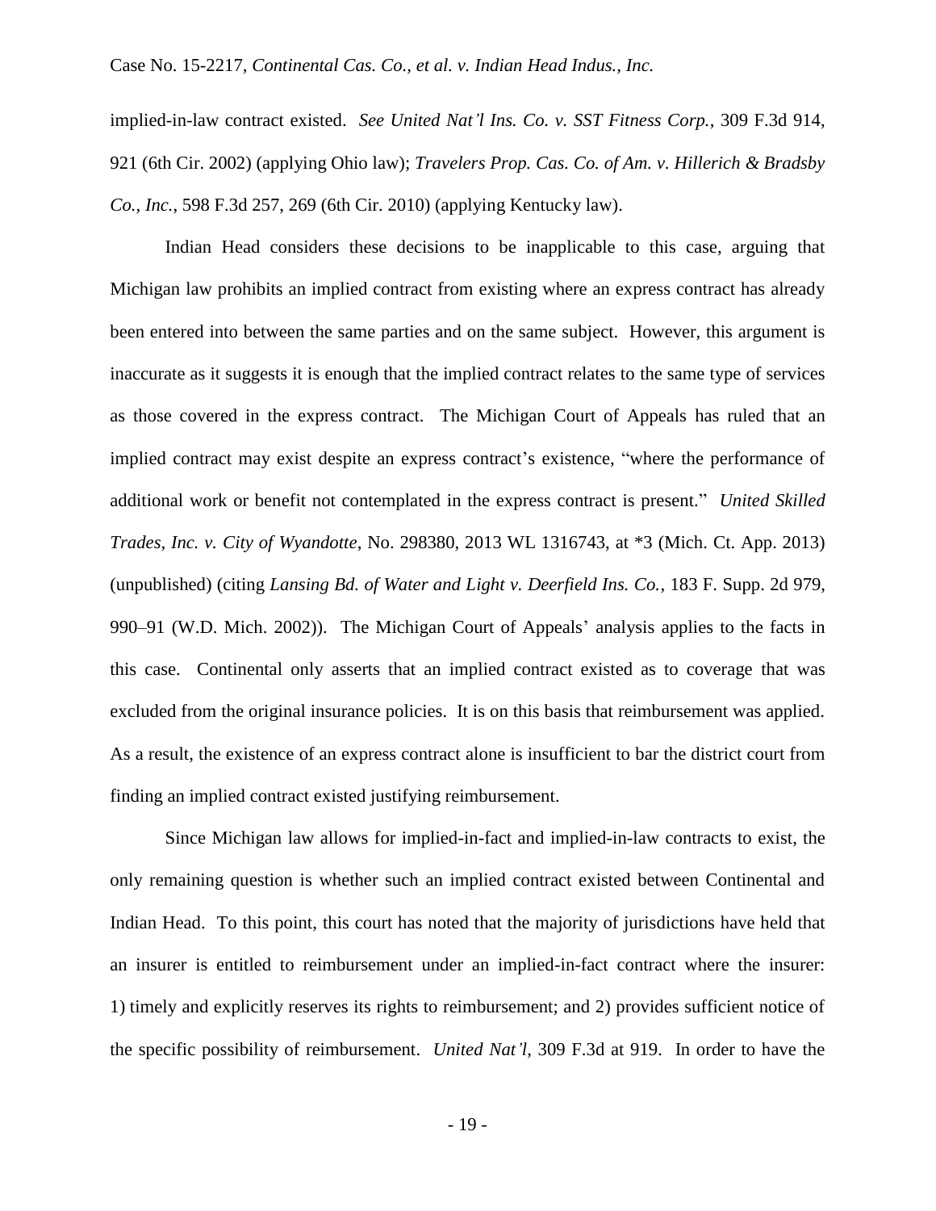implied-in-law contract existed. *See United Nat'l Ins. Co. v. SST Fitness Corp.*, 309 F.3d 914, 921 (6th Cir. 2002) (applying Ohio law); *Travelers Prop. Cas. Co. of Am. v. Hillerich & Bradsby Co., Inc.*, 598 F.3d 257, 269 (6th Cir. 2010) (applying Kentucky law).

Indian Head considers these decisions to be inapplicable to this case, arguing that Michigan law prohibits an implied contract from existing where an express contract has already been entered into between the same parties and on the same subject. However, this argument is inaccurate as it suggests it is enough that the implied contract relates to the same type of services as those covered in the express contract. The Michigan Court of Appeals has ruled that an implied contract may exist despite an express contract's existence, "where the performance of additional work or benefit not contemplated in the express contract is present." *United Skilled Trades, Inc. v. City of Wyandotte*, No. 298380, 2013 WL 1316743, at *3 (Mich. Ct. App. 2013) (unpublished) (citing *Lansing Bd. of Water and Light v. Deerfield Ins. Co.*, 183 F. Supp. 2d 979, 990–91 (W.D. Mich. 2002)). The Michigan Court of Appeals' analysis applies to the facts in this case. Continental only asserts that an implied contract existed as to coverage that was excluded from the original insurance policies. It is on this basis that reimbursement was applied. As a result, the existence of an express contract alone is insufficient to bar the district court from finding an implied contract existed justifying reimbursement.

Since Michigan law allows for implied-in-fact and implied-in-law contracts to exist, the only remaining question is whether such an implied contract existed between Continental and Indian Head. To this point, this court has noted that the majority of jurisdictions have held that an insurer is entitled to reimbursement under an implied-in-fact contract where the insurer: 1) timely and explicitly reserves its rights to reimbursement; and 2) provides sufficient notice of the specific possibility of reimbursement. *United Nat'l*, 309 F.3d at 919. In order to have the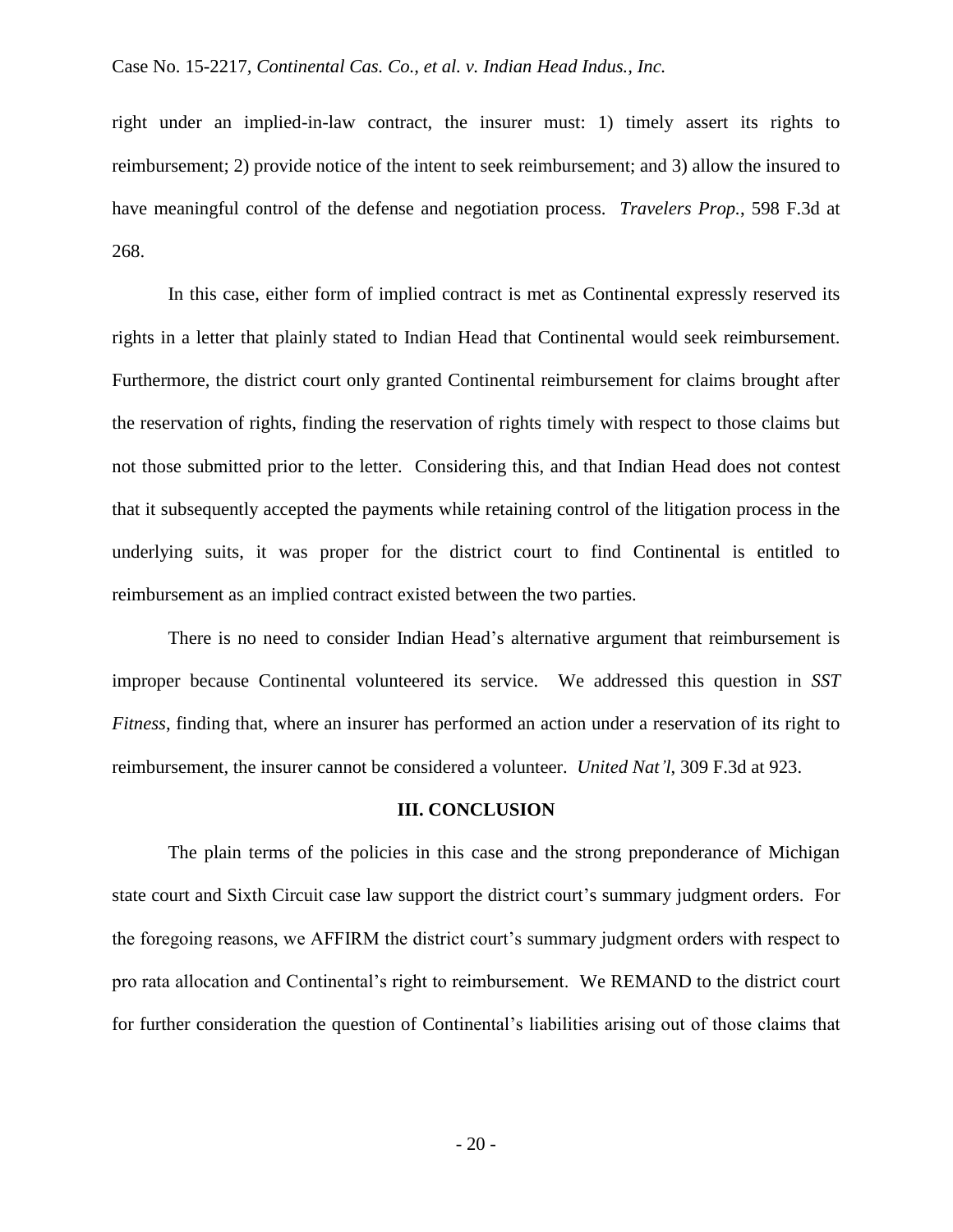right under an implied-in-law contract, the insurer must: 1) timely assert its rights to reimbursement; 2) provide notice of the intent to seek reimbursement; and 3) allow the insured to have meaningful control of the defense and negotiation process. *Travelers Prop.*, 598 F.3d at 268.

In this case, either form of implied contract is met as Continental expressly reserved its rights in a letter that plainly stated to Indian Head that Continental would seek reimbursement. Furthermore, the district court only granted Continental reimbursement for claims brought after the reservation of rights, finding the reservation of rights timely with respect to those claims but not those submitted prior to the letter. Considering this, and that Indian Head does not contest that it subsequently accepted the payments while retaining control of the litigation process in the underlying suits, it was proper for the district court to find Continental is entitled to reimbursement as an implied contract existed between the two parties.

There is no need to consider Indian Head's alternative argument that reimbursement is improper because Continental volunteered its service. We addressed this question in *SST Fitness*, finding that, where an insurer has performed an action under a reservation of its right to reimbursement, the insurer cannot be considered a volunteer. *United Nat'l*, 309 F.3d at 923.

## III. CONCLUSION

The plain terms of the policies in this case and the strong preponderance of Michigan state court and Sixth Circuit case law support the district court's summary judgment orders. For the foregoing reasons, we AFFIRM the district court's summary judgment orders with respect to pro rata allocation and Continental's right to reimbursement. We REMAND to the district court for further consideration the question of Continental's liabilities arising out of those claims that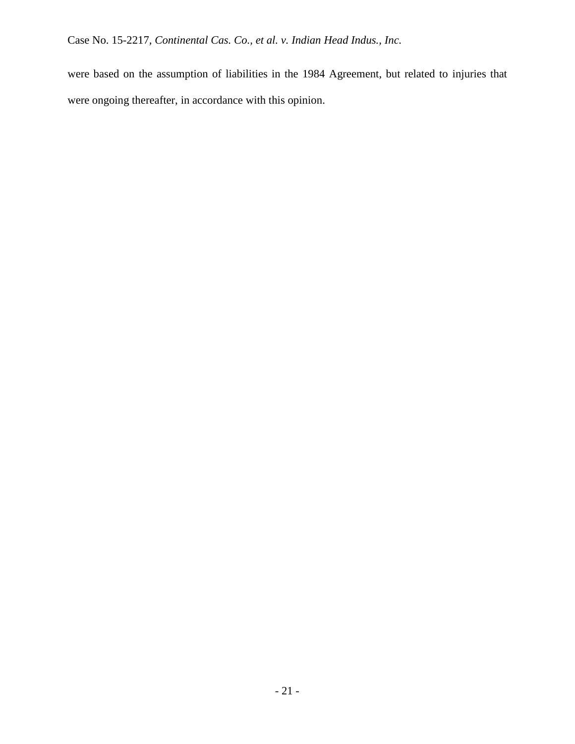were based on the assumption of liabilities in the 1984 Agreement, but related to injuries that were ongoing thereafter, in accordance with this opinion.